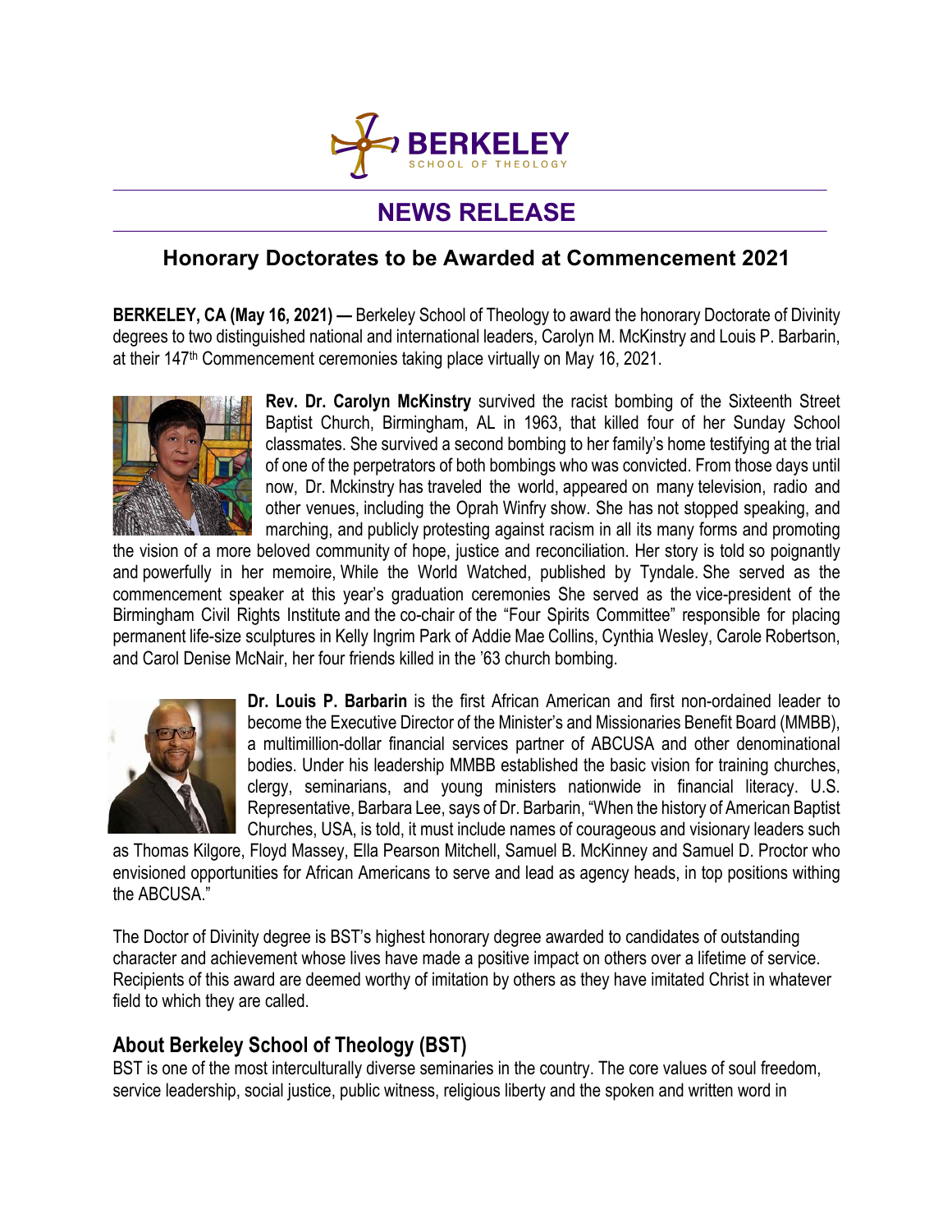BERKELEY

SCHOOL OF THEOLOGY

# NEWS RELEASE

## Honorary Doctorates to be Awarded at Commencement 2021

**BERKELEY, CA (May 16, 2021) —** Berkeley School of Theology to award the honorary Doctorate of Divinity degrees to two distinguished national and international leaders, Carolyn M. McKinstry and Louis P. Barbarin, at their 147th Commencement ceremonies taking place virtually on May 16, 2021.

**Rev. Dr. Carolyn McKinstry** survived the racist bombing of the Sixteenth Street Baptist Church, Birmingham, AL in 1963, that killed four of her Sunday School classmates. She survived a second bombing to her family's home testifying at the trial of one of the perpetrators of both bombings who was convicted. From those days until now, Dr. Mckinstry has traveled the world, appeared on many television, radio and other venues, including the Oprah Winfry show. She has not stopped speaking, and marching, and publicly protesting against racism in all its many forms and promoting the vision of a more beloved community of hope, justice and reconciliation. Her story is told so poignantly and powerfully in her memoire, While the World Watched, published by Tyndale. She served as the commencement speaker at this year's graduation ceremonies She served as the vice-president of the Birmingham Civil Rights Institute and the co-chair of the "Four Spirits Committee" responsible for placing permanent life-size sculptures in Kelly Ingrim Park of Addie Mae Collins, Cynthia Wesley, Carole Robertson, and Carol Denise McNair, her four friends killed in the '63 church bombing.

**Dr. Louis P. Barbarin** is the first African American and first non-ordained leader to become the Executive Director of the Minister's and Missionaries Benefit Board (MMBB), a multimillion-dollar financial services partner of ABCUSA and other denominational bodies. Under his leadership MMBB established the basic vision for training churches, clergy, seminarians, and young ministers nationwide in financial literacy. U.S. Representative, Barbara Lee, says of Dr. Barbarin, "When the history of American Baptist Churches, USA, is told, it must include names of courageous and visionary leaders such as Thomas Kilgore, Floyd Massey, Ella Pearson Mitchell, Samuel B. McKinney and Samuel D. Proctor who envisioned opportunities for African Americans to serve and lead as agency heads, in top positions withing the ABCUSA."

The Doctor of Divinity degree is BST's highest honorary degree awarded to candidates of outstanding character and achievement whose lives have made a positive impact on others over a lifetime of service. Recipients of this award are deemed worthy of imitation by others as they have imitated Christ in whatever field to which they are called.

## About Berkeley School of Theology (BST)

BST is one of the most interculturally diverse seminaries in the country. The core values of soul freedom, service leadership, social justice, public witness, religious liberty and the spoken and written word in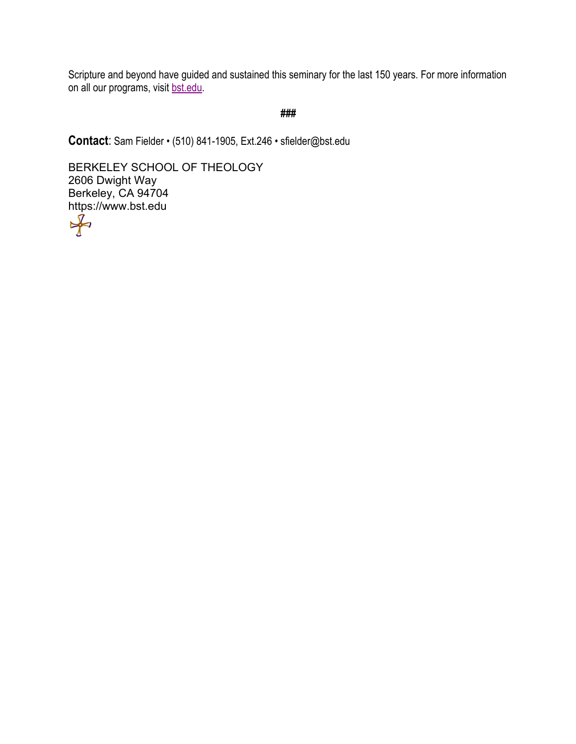Scripture and beyond have guided and sustained this seminary for the last 150 years. For more information on all our programs, visit bst.edu.

###

**Contact**: Sam Fielder • (510) 841-1905, Ext.246 • sfielder@bst.edu

BERKELEY SCHOOL OF THEOLOGY
2606 Dwight Way
Berkeley, CA 94704
https://www.bst.edu